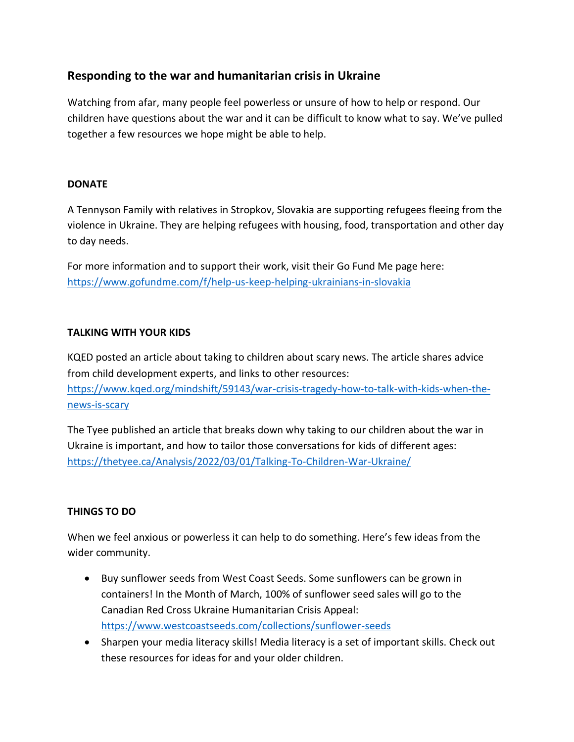## Responding to the war and humanitarian crisis in Ukraine

Watching from afar, many people feel powerless or unsure of how to help or respond. Our children have questions about the war and it can be difficult to know what to say. We've pulled together a few resources we hope might be able to help.

**DONATE**

A Tennyson Family with relatives in Stropkov, Slovakia are supporting refugees fleeing from the violence in Ukraine. They are helping refugees with housing, food, transportation and other day to day needs.

For more information and to support their work, visit their Go Fund Me page here: https://www.gofundme.com/f/help-us-keep-helping-ukrainians-in-slovakia

**TALKING WITH YOUR KIDS**

KQED posted an article about taking to children about scary news. The article shares advice from child development experts, and links to other resources: https://www.kqed.org/mindshift/59143/war-crisis-tragedy-how-to-talk-with-kids-when-the-news-is-scary

The Tyee published an article that breaks down why taking to our children about the war in Ukraine is important, and how to tailor those conversations for kids of different ages: https://thetyee.ca/Analysis/2022/03/01/Talking-To-Children-War-Ukraine/

**THINGS TO DO**

When we feel anxious or powerless it can help to do something. Here's few ideas from the wider community.

- Buy sunflower seeds from West Coast Seeds. Some sunflowers can be grown in containers! In the Month of March, 100% of sunflower seed sales will go to the Canadian Red Cross Ukraine Humanitarian Crisis Appeal: https://www.westcoastseeds.com/collections/sunflower-seeds
- Sharpen your media literacy skills! Media literacy is a set of important skills. Check out these resources for ideas for and your older children.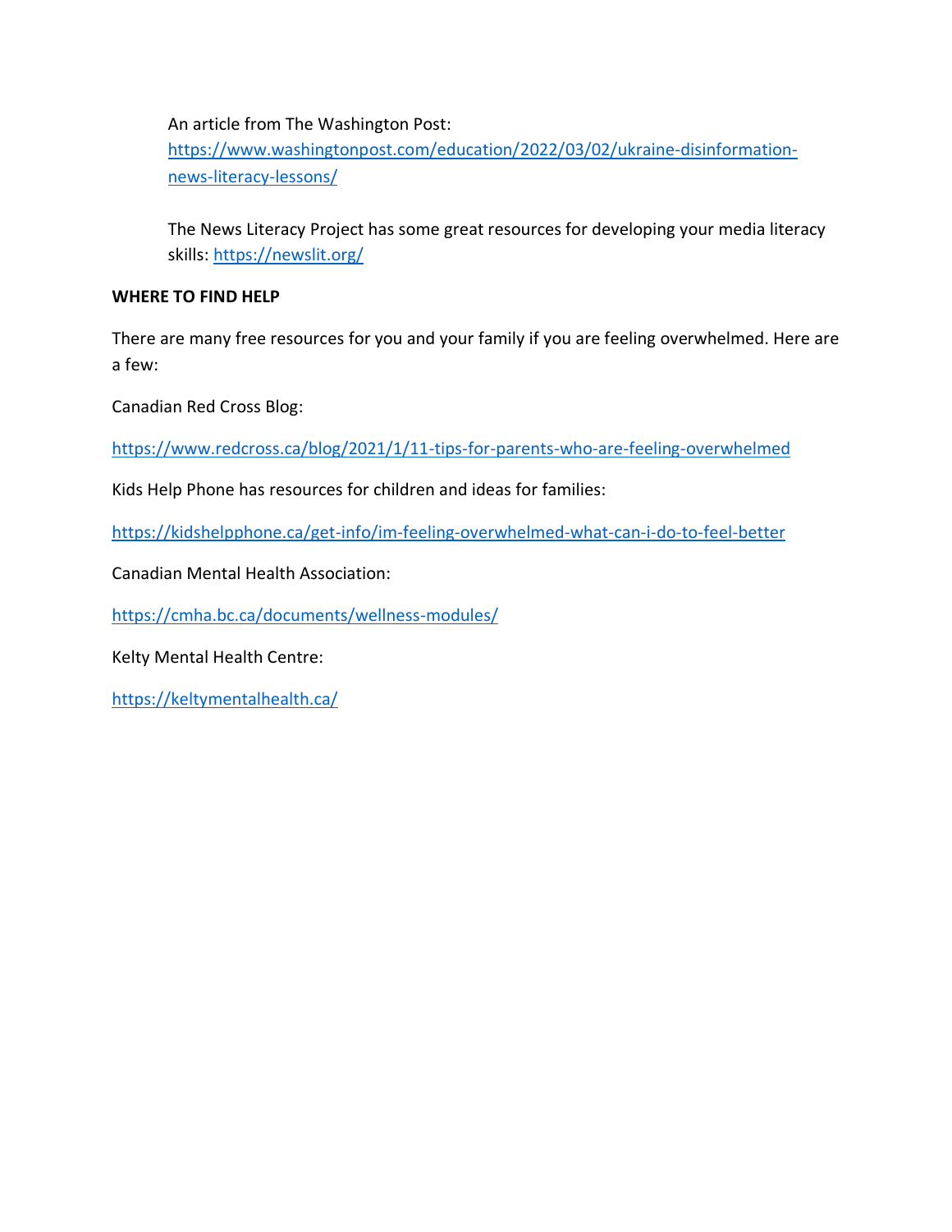An article from The Washington Post: https://www.washingtonpost.com/education/2022/03/02/ukraine-disinformation-news-literacy-lessons/

The News Literacy Project has some great resources for developing your media literacy skills: https://newslit.org/

**WHERE TO FIND HELP**

There are many free resources for you and your family if you are feeling overwhelmed. Here are a few:

Canadian Red Cross Blog:

https://www.redcross.ca/blog/2021/1/11-tips-for-parents-who-are-feeling-overwhelmed

Kids Help Phone has resources for children and ideas for families:

https://kidshelpphone.ca/get-info/im-feeling-overwhelmed-what-can-i-do-to-feel-better

Canadian Mental Health Association:

https://cmha.bc.ca/documents/wellness-modules/

Kelty Mental Health Centre:

https://keltymentalhealth.ca/